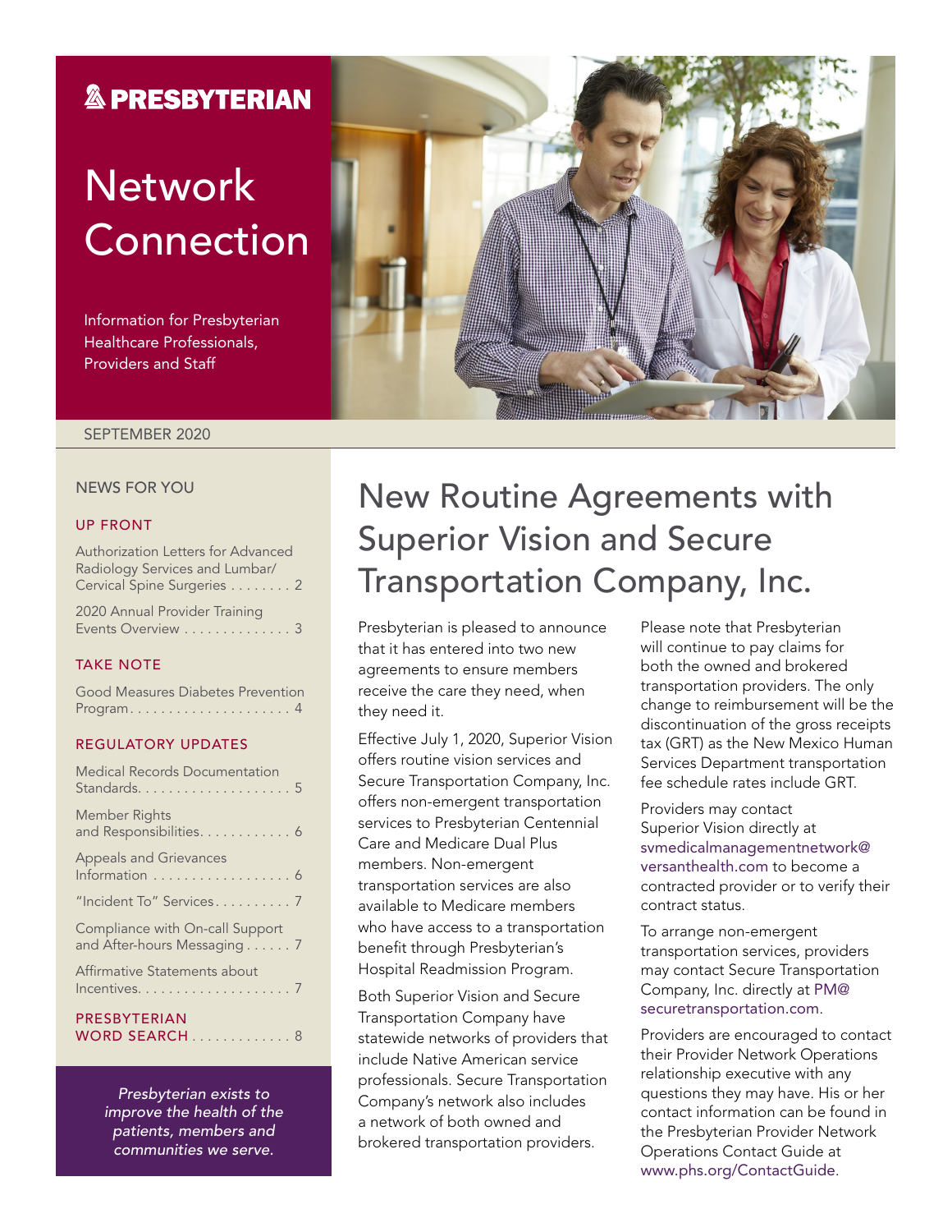**PRESBYTERIAN**

# Network Connection

Information for Presbyterian Healthcare Professionals, Providers and Staff

SEPTEMBER 2020

## NEWS FOR YOU

### UP FRONT

Authorization Letters for Advanced Radiology Services and Lumbar/Cervical Spine Surgeries . . . . . . . . 2

2020 Annual Provider Training Events Overview . . . . . . . . . . . . . . 3

### TAKE NOTE

Good Measures Diabetes Prevention Program . . . . . . . . . . . . . . . . . . . . . 4

### REGULATORY UPDATES

Medical Records Documentation Standards . . . . . . . . . . . . . . . . . . . . 5

Member Rights and Responsibilities . . . . . . . . . . . . 6

Appeals and Grievances Information . . . . . . . . . . . . . . . . . . 6

"Incident To" Services . . . . . . . . . . 7

Compliance with On-call Support and After-hours Messaging . . . . . . 7

Affirmative Statements about Incentives . . . . . . . . . . . . . . . . . . . . 7

### PRESBYTERIAN WORD SEARCH . . . . . . . . . . . . . 8

*Presbyterian exists to improve the health of the patients, members and communities we serve.*

# New Routine Agreements with Superior Vision and Secure Transportation Company, Inc.

Presbyterian is pleased to announce that it has entered into two new agreements to ensure members receive the care they need, when they need it.

Effective July 1, 2020, Superior Vision offers routine vision services and Secure Transportation Company, Inc. offers non-emergent transportation services to Presbyterian Centennial Care and Medicare Dual Plus members. Non-emergent transportation services are also available to Medicare members who have access to a transportation benefit through Presbyterian's Hospital Readmission Program.

Both Superior Vision and Secure Transportation Company have statewide networks of providers that include Native American service professionals. Secure Transportation Company's network also includes a network of both owned and brokered transportation providers.

Please note that Presbyterian will continue to pay claims for both the owned and brokered transportation providers. The only change to reimbursement will be the discontinuation of the gross receipts tax (GRT) as the New Mexico Human Services Department transportation fee schedule rates include GRT.

Providers may contact Superior Vision directly at svmedicalmanagementnetwork@versanthealth.com to become a contracted provider or to verify their contract status.

To arrange non-emergent transportation services, providers may contact Secure Transportation Company, Inc. directly at PM@securetransportation.com.

Providers are encouraged to contact their Provider Network Operations relationship executive with any questions they may have. His or her contact information can be found in the Presbyterian Provider Network Operations Contact Guide at www.phs.org/ContactGuide.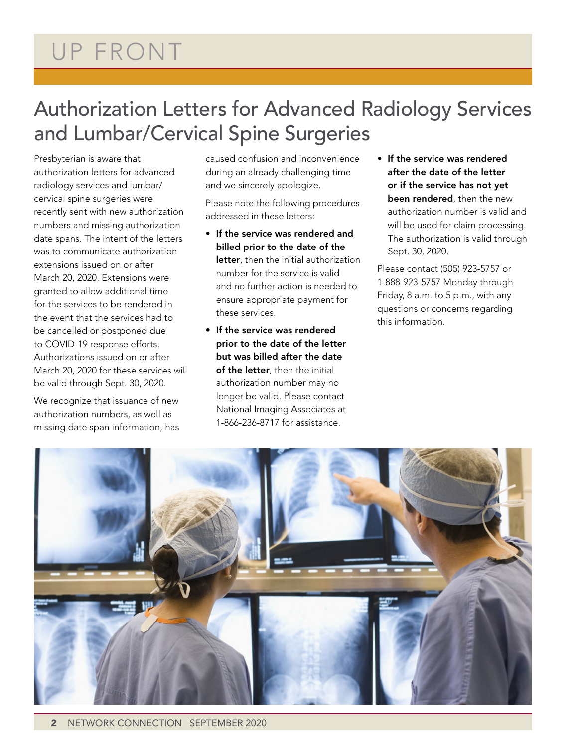# UP FRONT

## Authorization Letters for Advanced Radiology Services and Lumbar/Cervical Spine Surgeries

Presbyterian is aware that authorization letters for advanced radiology services and lumbar/cervical spine surgeries were recently sent with new authorization numbers and missing authorization date spans. The intent of the letters was to communicate authorization extensions issued on or after March 20, 2020. Extensions were granted to allow additional time for the services to be rendered in the event that the services had to be cancelled or postponed due to COVID-19 response efforts. Authorizations issued on or after March 20, 2020 for these services will be valid through Sept. 30, 2020.

We recognize that issuance of new authorization numbers, as well as missing date span information, has caused confusion and inconvenience during an already challenging time and we sincerely apologize.

Please note the following procedures addressed in these letters:

- **If the service was rendered and billed prior to the date of the letter**, then the initial authorization number for the service is valid and no further action is needed to ensure appropriate payment for these services.
- **If the service was rendered prior to the date of the letter but was billed after the date of the letter**, then the initial authorization number may no longer be valid. Please contact National Imaging Associates at 1-866-236-8717 for assistance.
- **If the service was rendered after the date of the letter or if the service has not yet been rendered**, then the new authorization number is valid and will be used for claim processing. The authorization is valid through Sept. 30, 2020.

Please contact (505) 923-5757 or 1-888-923-5757 Monday through Friday, 8 a.m. to 5 p.m., with any questions or concerns regarding this information.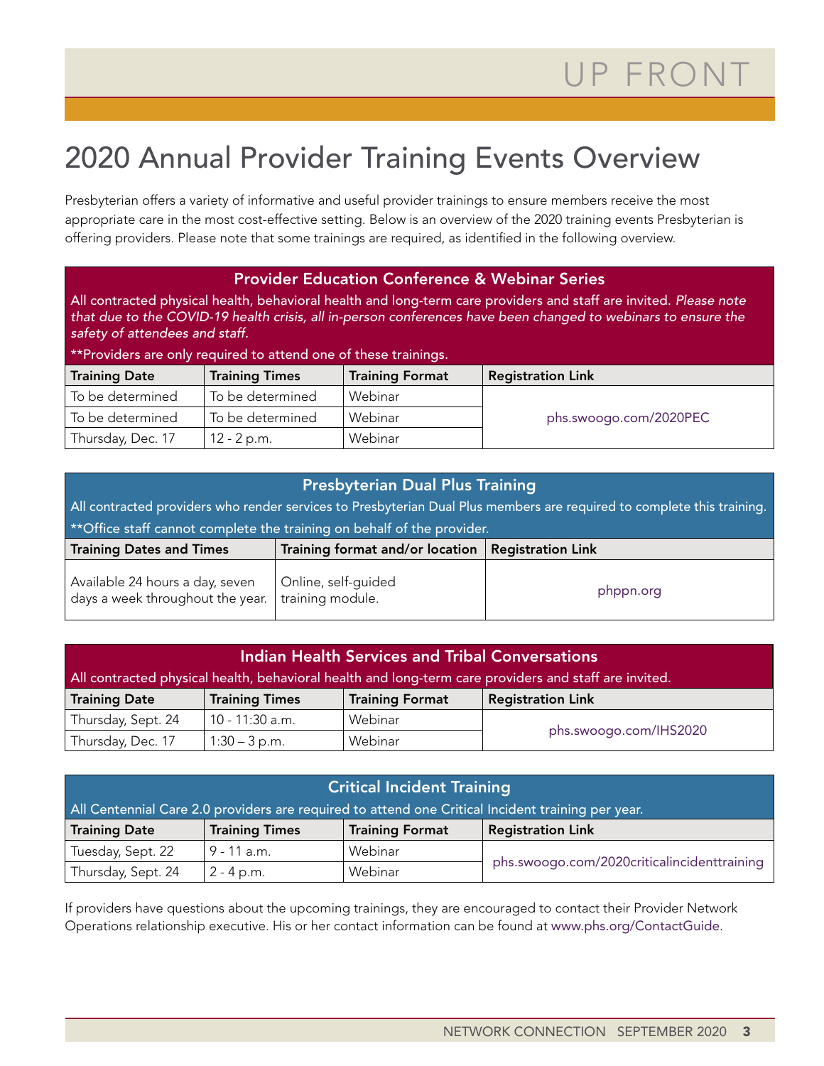# 2020 Annual Provider Training Events Overview

Presbyterian offers a variety of informative and useful provider trainings to ensure members receive the most appropriate care in the most cost-effective setting. Below is an overview of the 2020 training events Presbyterian is offering providers. Please note that some trainings are required, as identified in the following overview.

### Provider Education Conference & Webinar Series

All contracted physical health, behavioral health and long-term care providers and staff are invited. *Please note that due to the COVID-19 health crisis, all in-person conferences have been changed to webinars to ensure the safety of attendees and staff.*

**Providers are only required to attend one of these trainings.

| Training Date | Training Times | Training Format | Registration Link |
|---|---|---|---|
| To be determined | To be determined | Webinar | phs.swoogo.com/2020PEC |
| To be determined | To be determined | Webinar | |
| Thursday, Dec. 17 | 12 - 2 p.m. | Webinar | |

### Presbyterian Dual Plus Training

All contracted providers who render services to Presbyterian Dual Plus members are required to complete this training.

**Office staff cannot complete the training on behalf of the provider.

| Training Dates and Times | Training format and/or location | Registration Link |
|---|---|---|
| Available 24 hours a day, seven days a week throughout the year. | Online, self-guided training module. | phppn.org |

### Indian Health Services and Tribal Conversations

All contracted physical health, behavioral health and long-term care providers and staff are invited.

| Training Date | Training Times | Training Format | Registration Link |
|---|---|---|---|
| Thursday, Sept. 24 | 10 - 11:30 a.m. | Webinar | phs.swoogo.com/IHS2020 |
| Thursday, Dec. 17 | 1:30 – 3 p.m. | Webinar | |

### Critical Incident Training

All Centennial Care 2.0 providers are required to attend one Critical Incident training per year.

| Training Date | Training Times | Training Format | Registration Link |
|---|---|---|---|
| Tuesday, Sept. 22 | 9 - 11 a.m. | Webinar | phs.swoogo.com/2020criticalincidenttraining |
| Thursday, Sept. 24 | 2 - 4 p.m. | Webinar | |

If providers have questions about the upcoming trainings, they are encouraged to contact their Provider Network Operations relationship executive. His or her contact information can be found at www.phs.org/ContactGuide.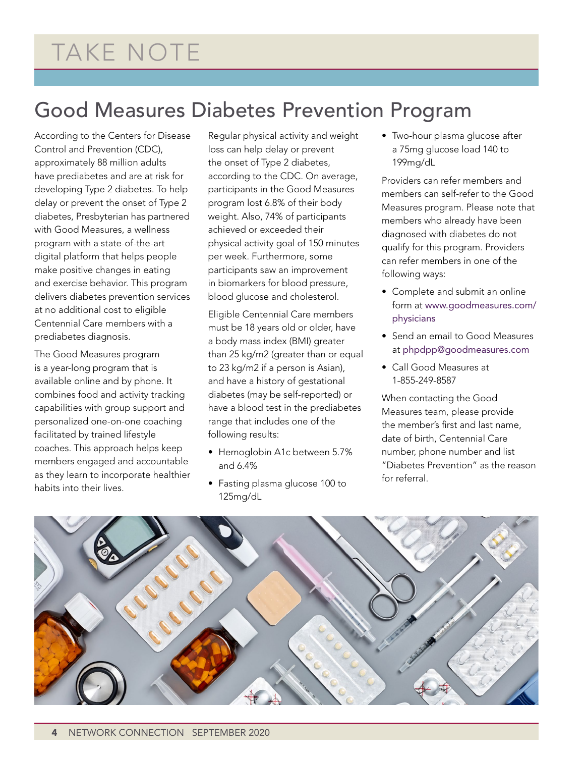# TAKE NOTE

## Good Measures Diabetes Prevention Program

According to the Centers for Disease Control and Prevention (CDC), approximately 88 million adults have prediabetes and are at risk for developing Type 2 diabetes. To help delay or prevent the onset of Type 2 diabetes, Presbyterian has partnered with Good Measures, a wellness program with a state-of-the-art digital platform that helps people make positive changes in eating and exercise behavior. This program delivers diabetes prevention services at no additional cost to eligible Centennial Care members with a prediabetes diagnosis.

The Good Measures program is a year-long program that is available online and by phone. It combines food and activity tracking capabilities with group support and personalized one-on-one coaching facilitated by trained lifestyle coaches. This approach helps keep members engaged and accountable as they learn to incorporate healthier habits into their lives.

Regular physical activity and weight loss can help delay or prevent the onset of Type 2 diabetes, according to the CDC. On average, participants in the Good Measures program lost 6.8% of their body weight. Also, 74% of participants achieved or exceeded their physical activity goal of 150 minutes per week. Furthermore, some participants saw an improvement in biomarkers for blood pressure, blood glucose and cholesterol.

Eligible Centennial Care members must be 18 years old or older, have a body mass index (BMI) greater than 25 kg/m2 (greater than or equal to 23 kg/m2 if a person is Asian), and have a history of gestational diabetes (may be self-reported) or have a blood test in the prediabetes range that includes one of the following results:

- Hemoglobin A1c between 5.7% and 6.4%
- Fasting plasma glucose 100 to 125mg/dL
- Two-hour plasma glucose after a 75mg glucose load 140 to 199mg/dL

Providers can refer members and members can self-refer to the Good Measures program. Please note that members who already have been diagnosed with diabetes do not qualify for this program. Providers can refer members in one of the following ways:

- Complete and submit an online form at www.goodmeasures.com/physicians
- Send an email to Good Measures at phpdpp@goodmeasures.com
- Call Good Measures at 1-855-249-8587

When contacting the Good Measures team, please provide the member's first and last name, date of birth, Centennial Care number, phone number and list "Diabetes Prevention" as the reason for referral.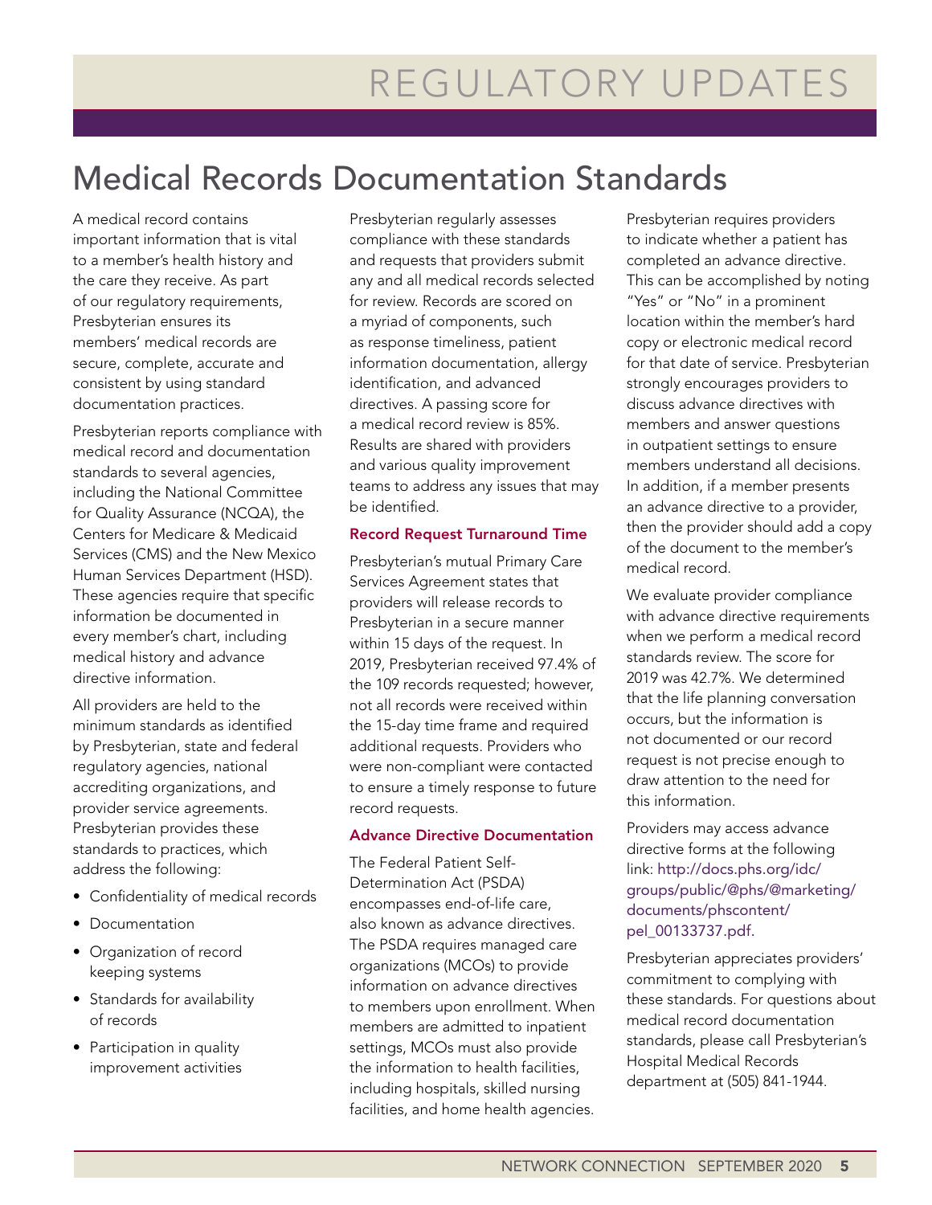# REGULATORY UPDATES

## Medical Records Documentation Standards

A medical record contains important information that is vital to a member's health history and the care they receive. As part of our regulatory requirements, Presbyterian ensures its members' medical records are secure, complete, accurate and consistent by using standard documentation practices.

Presbyterian reports compliance with medical record and documentation standards to several agencies, including the National Committee for Quality Assurance (NCQA), the Centers for Medicare & Medicaid Services (CMS) and the New Mexico Human Services Department (HSD). These agencies require that specific information be documented in every member's chart, including medical history and advance directive information.

All providers are held to the minimum standards as identified by Presbyterian, state and federal regulatory agencies, national accrediting organizations, and provider service agreements. Presbyterian provides these standards to practices, which address the following:

- Confidentiality of medical records
- Documentation
- Organization of record keeping systems
- Standards for availability of records
- Participation in quality improvement activities

Presbyterian regularly assesses compliance with these standards and requests that providers submit any and all medical records selected for review. Records are scored on a myriad of components, such as response timeliness, patient information documentation, allergy identification, and advanced directives. A passing score for a medical record review is 85%. Results are shared with providers and various quality improvement teams to address any issues that may be identified.

### Record Request Turnaround Time

Presbyterian's mutual Primary Care Services Agreement states that providers will release records to Presbyterian in a secure manner within 15 days of the request. In 2019, Presbyterian received 97.4% of the 109 records requested; however, not all records were received within the 15-day time frame and required additional requests. Providers who were non-compliant were contacted to ensure a timely response to future record requests.

### Advance Directive Documentation

The Federal Patient Self-Determination Act (PSDA) encompasses end-of-life care, also known as advance directives. The PSDA requires managed care organizations (MCOs) to provide information on advance directives to members upon enrollment. When members are admitted to inpatient settings, MCOs must also provide the information to health facilities, including hospitals, skilled nursing facilities, and home health agencies.

Presbyterian requires providers to indicate whether a patient has completed an advance directive. This can be accomplished by noting "Yes" or "No" in a prominent location within the member's hard copy or electronic medical record for that date of service. Presbyterian strongly encourages providers to discuss advance directives with members and answer questions in outpatient settings to ensure members understand all decisions. In addition, if a member presents an advance directive to a provider, then the provider should add a copy of the document to the member's medical record.

We evaluate provider compliance with advance directive requirements when we perform a medical record standards review. The score for 2019 was 42.7%. We determined that the life planning conversation occurs, but the information is not documented or our record request is not precise enough to draw attention to the need for this information.

Providers may access advance directive forms at the following link: http://docs.phs.org/idc/groups/public/@phs/@marketing/documents/phscontent/pel_00133737.pdf.

Presbyterian appreciates providers' commitment to complying with these standards. For questions about medical record documentation standards, please call Presbyterian's Hospital Medical Records department at (505) 841-1944.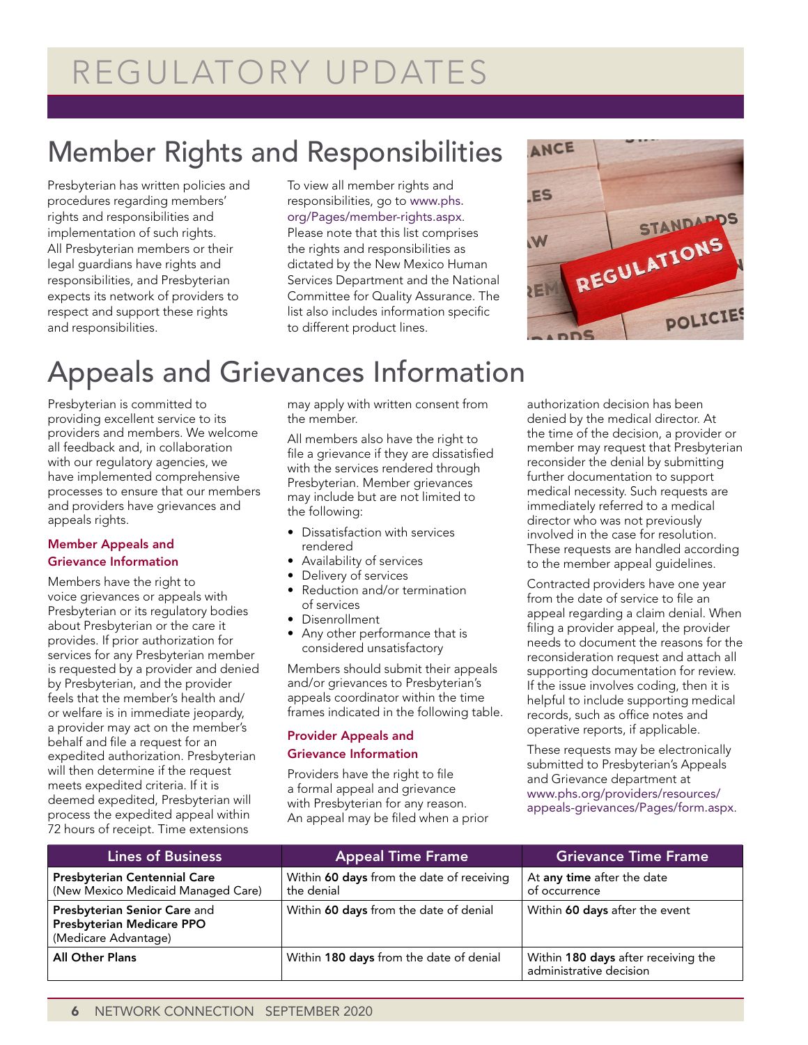# REGULATORY UPDATES

## Member Rights and Responsibilities

Presbyterian has written policies and procedures regarding members' rights and responsibilities and implementation of such rights. All Presbyterian members or their legal guardians have rights and responsibilities, and Presbyterian expects its network of providers to respect and support these rights and responsibilities.

To view all member rights and responsibilities, go to www.phs.org/Pages/member-rights.aspx. Please note that this list comprises the rights and responsibilities as dictated by the New Mexico Human Services Department and the National Committee for Quality Assurance. The list also includes information specific to different product lines.

## Appeals and Grievances Information

Presbyterian is committed to providing excellent service to its providers and members. We welcome all feedback and, in collaboration with our regulatory agencies, we have implemented comprehensive processes to ensure that our members and providers have grievances and appeals rights.

### Member Appeals and Grievance Information

Members have the right to voice grievances or appeals with Presbyterian or its regulatory bodies about Presbyterian or the care it provides. If prior authorization for services for any Presbyterian member is requested by a provider and denied by Presbyterian, and the provider feels that the member's health and/or welfare is in immediate jeopardy, a provider may act on the member's behalf and file a request for an expedited authorization. Presbyterian will then determine if the request meets expedited criteria. If it is deemed expedited, Presbyterian will process the expedited appeal within 72 hours of receipt. Time extensions may apply with written consent from the member.

All members also have the right to file a grievance if they are dissatisfied with the services rendered through Presbyterian. Member grievances may include but are not limited to the following:

- Dissatisfaction with services rendered
- Availability of services
- Delivery of services
- Reduction and/or termination of services
- Disenrollment
- Any other performance that is considered unsatisfactory

Members should submit their appeals and/or grievances to Presbyterian's appeals coordinator within the time frames indicated in the following table.

### Provider Appeals and Grievance Information

Providers have the right to file a formal appeal and grievance with Presbyterian for any reason. An appeal may be filed when a prior authorization decision has been denied by the medical director. At the time of the decision, a provider or member may request that Presbyterian reconsider the denial by submitting further documentation to support medical necessity. Such requests are immediately referred to a medical director who was not previously involved in the case for resolution. These requests are handled according to the member appeal guidelines.

Contracted providers have one year from the date of service to file an appeal regarding a claim denial. When filing a provider appeal, the provider needs to document the reasons for the reconsideration request and attach all supporting documentation for review. If the issue involves coding, then it is helpful to include supporting medical records, such as office notes and operative reports, if applicable.

These requests may be electronically submitted to Presbyterian's Appeals and Grievance department at www.phs.org/providers/resources/appeals-grievances/Pages/form.aspx.

| Lines of Business | Appeal Time Frame | Grievance Time Frame |
|---|---|---|
| **Presbyterian Centennial Care** (New Mexico Medicaid Managed Care) | Within **60 days** from the date of receiving the denial | At **any time** after the date of occurrence |
| **Presbyterian Senior Care** and **Presbyterian Medicare PPO** (Medicare Advantage) | Within **60 days** from the date of denial | Within **60 days** after the event |
| **All Other Plans** | Within **180 days** from the date of denial | Within **180 days** after receiving the administrative decision |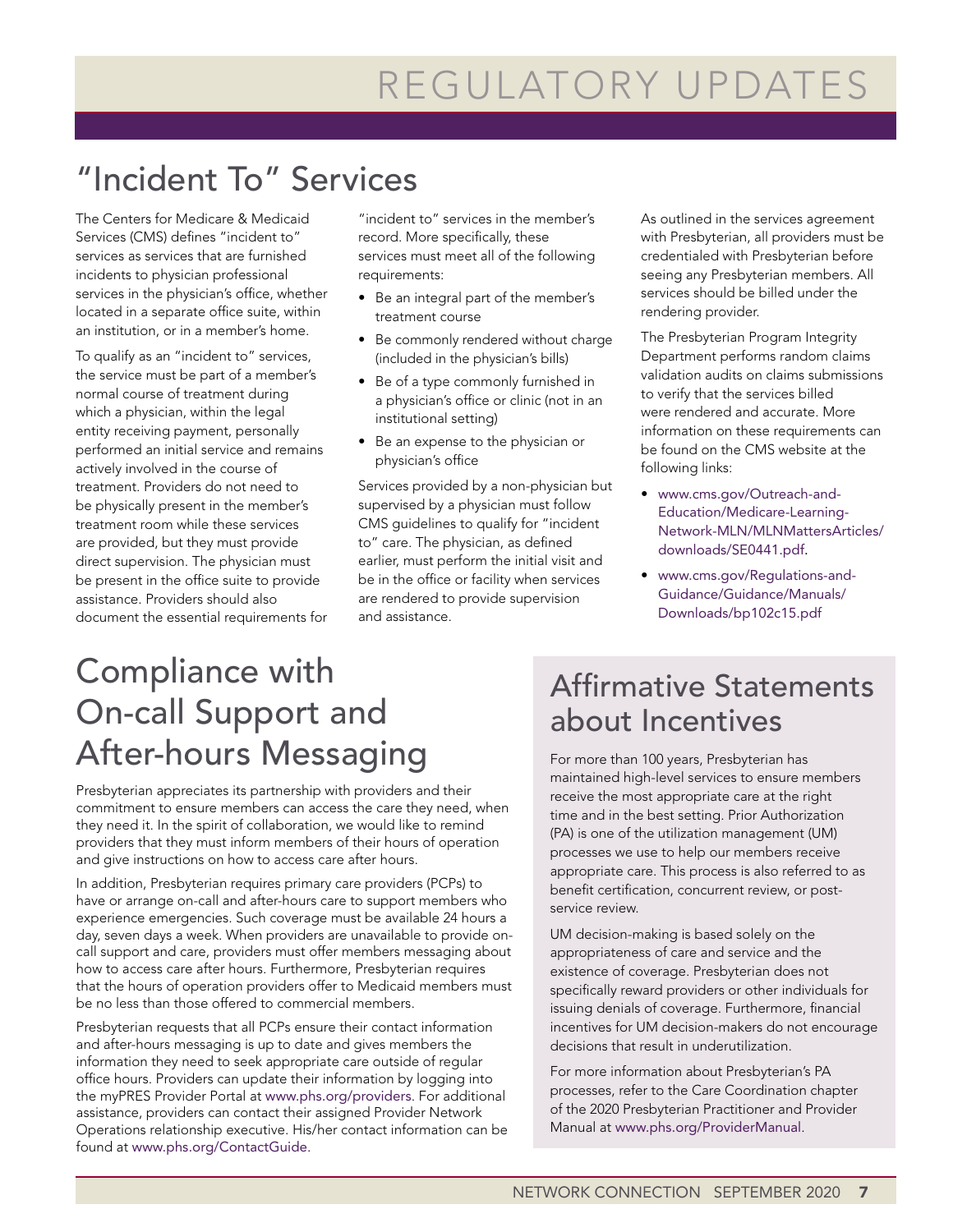# REGULATORY UPDATES

## "Incident To" Services

The Centers for Medicare & Medicaid Services (CMS) defines "incident to" services as services that are furnished incidents to physician professional services in the physician's office, whether located in a separate office suite, within an institution, or in a member's home.

To qualify as an "incident to" services, the service must be part of a member's normal course of treatment during which a physician, within the legal entity receiving payment, personally performed an initial service and remains actively involved in the course of treatment. Providers do not need to be physically present in the member's treatment room while these services are provided, but they must provide direct supervision. The physician must be present in the office suite to provide assistance. Providers should also document the essential requirements for "incident to" services in the member's record. More specifically, these services must meet all of the following requirements:

- Be an integral part of the member's treatment course
- Be commonly rendered without charge (included in the physician's bills)
- Be of a type commonly furnished in a physician's office or clinic (not in an institutional setting)
- Be an expense to the physician or physician's office

Services provided by a non-physician but supervised by a physician must follow CMS guidelines to qualify for "incident to" care. The physician, as defined earlier, must perform the initial visit and be in the office or facility when services are rendered to provide supervision and assistance.

As outlined in the services agreement with Presbyterian, all providers must be credentialed with Presbyterian before seeing any Presbyterian members. All services should be billed under the rendering provider.

The Presbyterian Program Integrity Department performs random claims validation audits on claims submissions to verify that the services billed were rendered and accurate. More information on these requirements can be found on the CMS website at the following links:

- www.cms.gov/Outreach-and-Education/Medicare-Learning-Network-MLN/MLNMattersArticles/downloads/SE0441.pdf.
- www.cms.gov/Regulations-and-Guidance/Guidance/Manuals/Downloads/bp102c15.pdf

## Compliance with On-call Support and After-hours Messaging

Presbyterian appreciates its partnership with providers and their commitment to ensure members can access the care they need, when they need it. In the spirit of collaboration, we would like to remind providers that they must inform members of their hours of operation and give instructions on how to access care after hours.

In addition, Presbyterian requires primary care providers (PCPs) to have or arrange on-call and after-hours care to support members who experience emergencies. Such coverage must be available 24 hours a day, seven days a week. When providers are unavailable to provide on-call support and care, providers must offer members messaging about how to access care after hours. Furthermore, Presbyterian requires that the hours of operation providers offer to Medicaid members must be no less than those offered to commercial members.

Presbyterian requests that all PCPs ensure their contact information and after-hours messaging is up to date and gives members the information they need to seek appropriate care outside of regular office hours. Providers can update their information by logging into the myPRES Provider Portal at www.phs.org/providers. For additional assistance, providers can contact their assigned Provider Network Operations relationship executive. His/her contact information can be found at www.phs.org/ContactGuide.

## Affirmative Statements about Incentives

For more than 100 years, Presbyterian has maintained high-level services to ensure members receive the most appropriate care at the right time and in the best setting. Prior Authorization (PA) is one of the utilization management (UM) processes we use to help our members receive appropriate care. This process is also referred to as benefit certification, concurrent review, or post-service review.

UM decision-making is based solely on the appropriateness of care and service and the existence of coverage. Presbyterian does not specifically reward providers or other individuals for issuing denials of coverage. Furthermore, financial incentives for UM decision-makers do not encourage decisions that result in underutilization.

For more information about Presbyterian's PA processes, refer to the Care Coordination chapter of the 2020 Presbyterian Practitioner and Provider Manual at www.phs.org/ProviderManual.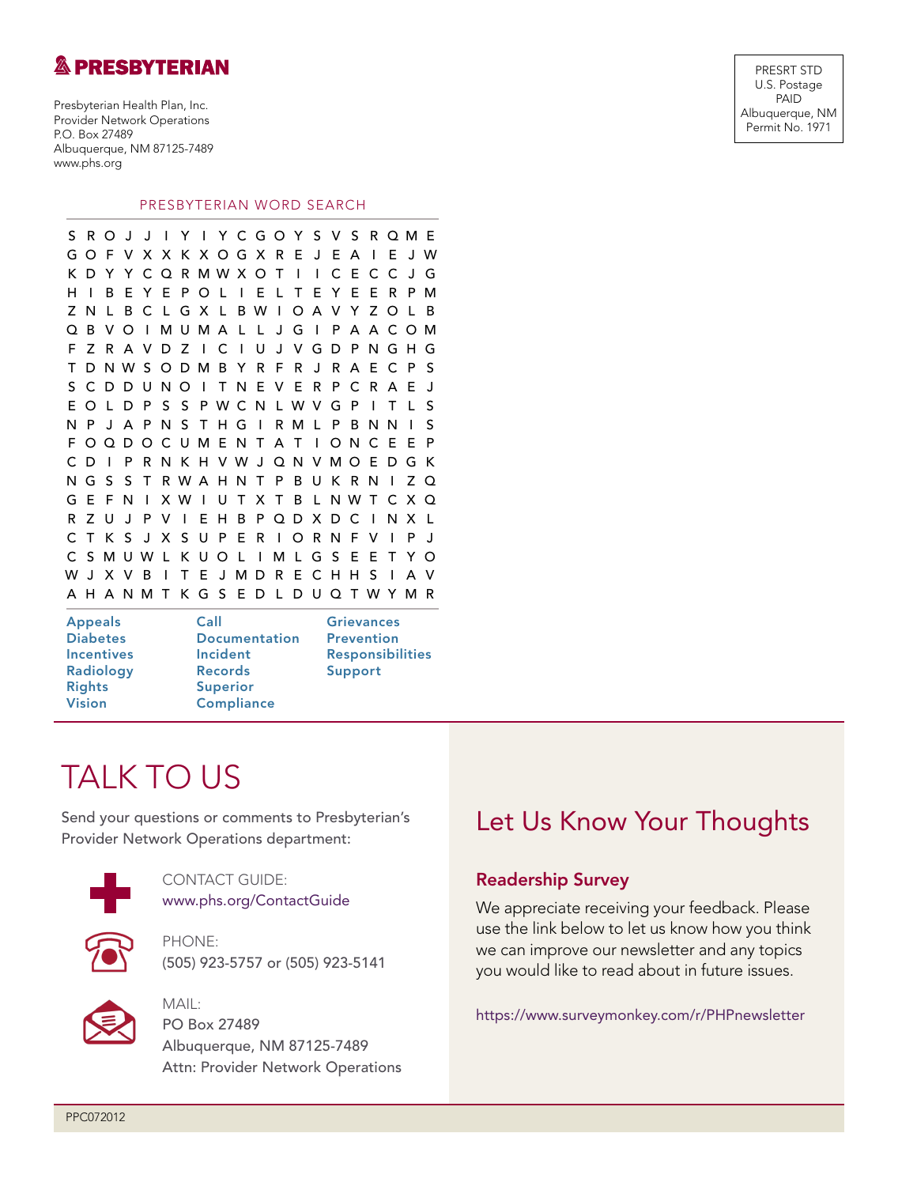**PRESBYTERIAN**

Presbyterian Health Plan, Inc.
Provider Network Operations
P.O. Box 27489
Albuquerque, NM 87125-7489
www.phs.org

PRESRT STD
U.S. Postage
PAID
Albuquerque, NM
Permit No. 1971

## PRESBYTERIAN WORD SEARCH

```
S R O J J I Y I Y C G O Y S V S R Q M E
G O F V X X K X O G X R E J E A I E J W
K D Y Y C Q R M W X O T I I C E C C J G
H I B E Y E P O L I E L T E Y E E R P M
Z N L B C L G X L B W I O A V Y Z O L B
Q B V O I M U M A L L J G I P A A C O M
F Z R A V D Z I C I U J V G D P N G H G
T D N W S O D M B Y R F R J R A E C P S
S C D D U N O I T N E V E R P C R A E J
E O L D P S S P W C N L W V G P I T L S
N P J A P N S T H G I R M L P B N N I S
F O Q D O C U M E N T A T I O N C E E P
C D I P R N K H V W J Q N V M O E D G K
N G S S T R W A H N T P B U K R N I Z Q
G E F N I X W I U T X T B L N W T C X Q
R Z U J P V I E H B P Q D X D C I N X L
C T K S J X S U P E R I O R N F V I P J
C S M U W L K U O L I M L G S E E T Y O
W J X V B I T E J M D R E C H H S I A V
A H A N M T K G S E D L D U Q T W Y M R
```

Appeals
Diabetes
Incentives
Radiology
Rights
Vision
Call
Documentation
Incident
Records
Superior
Compliance
Grievances
Prevention
Responsibilities
Support

# TALK TO US

Send your questions or comments to Presbyterian's Provider Network Operations department:

CONTACT GUIDE:
www.phs.org/ContactGuide

PHONE:
(505) 923-5757 or (505) 923-5141

MAIL:
PO Box 27489
Albuquerque, NM 87125-7489
Attn: Provider Network Operations

## Let Us Know Your Thoughts

### Readership Survey

We appreciate receiving your feedback. Please use the link below to let us know how you think we can improve our newsletter and any topics you would like to read about in future issues.

https://www.surveymonkey.com/r/PHPnewsletter

PPC072012